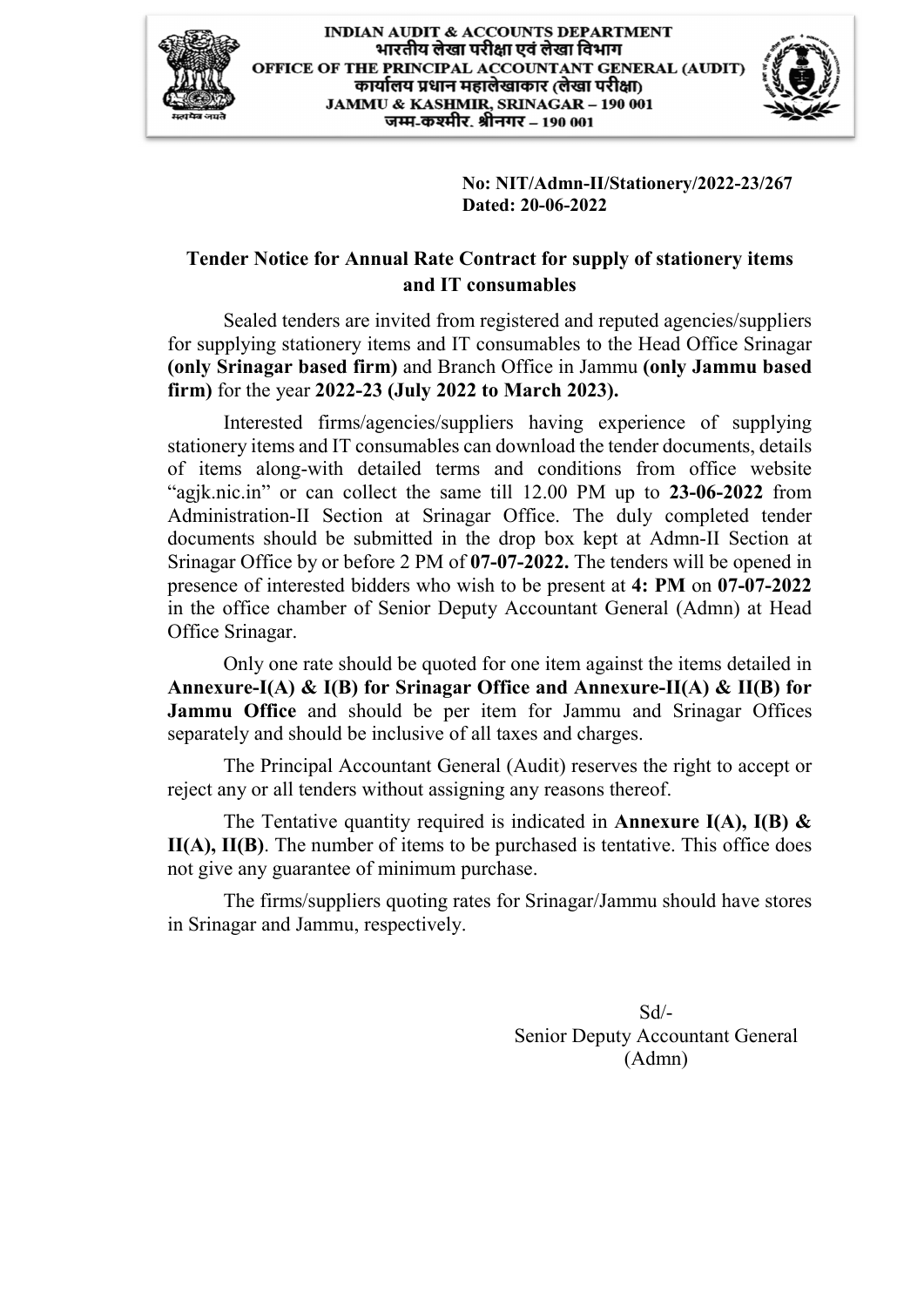**INDIAN AUDIT & ACCOUNTS DEPARTMENT**
**भारतीय लेखा परीक्षा एवं लेखा विभाग**
**OFFICE OF THE PRINCIPAL ACCOUNTANT GENERAL (AUDIT)**
**कार्यालय प्रधान महालेखाकार (लेखा परीक्षा)**
**JAMMU & KASHMIR, SRINAGAR – 190 001**
**जम्मू-कश्मीर, श्रीनगर – 190 001**

**No: NIT/Admn-II/Stationery/2022-23/267**
**Dated: 20-06-2022**

## Tender Notice for Annual Rate Contract for supply of stationery items and IT consumables

Sealed tenders are invited from registered and reputed agencies/suppliers for supplying stationery items and IT consumables to the Head Office Srinagar **(only Srinagar based firm)** and Branch Office in Jammu **(only Jammu based firm)** for the year **2022-23 (July 2022 to March 2023).**

Interested firms/agencies/suppliers having experience of supplying stationery items and IT consumables can download the tender documents, details of items along-with detailed terms and conditions from office website "agjk.nic.in" or can collect the same till 12.00 PM up to **23-06-2022** from Administration-II Section at Srinagar Office. The duly completed tender documents should be submitted in the drop box kept at Admn-II Section at Srinagar Office by or before 2 PM of **07-07-2022.** The tenders will be opened in presence of interested bidders who wish to be present at **4: PM** on **07-07-2022** in the office chamber of Senior Deputy Accountant General (Admn) at Head Office Srinagar.

Only one rate should be quoted for one item against the items detailed in **Annexure-I(A) & I(B) for Srinagar Office and Annexure-II(A) & II(B) for Jammu Office** and should be per item for Jammu and Srinagar Offices separately and should be inclusive of all taxes and charges.

The Principal Accountant General (Audit) reserves the right to accept or reject any or all tenders without assigning any reasons thereof.

The Tentative quantity required is indicated in **Annexure I(A), I(B) & II(A), II(B)**. The number of items to be purchased is tentative. This office does not give any guarantee of minimum purchase.

The firms/suppliers quoting rates for Srinagar/Jammu should have stores in Srinagar and Jammu, respectively.

Sd/-
Senior Deputy Accountant General
(Admn)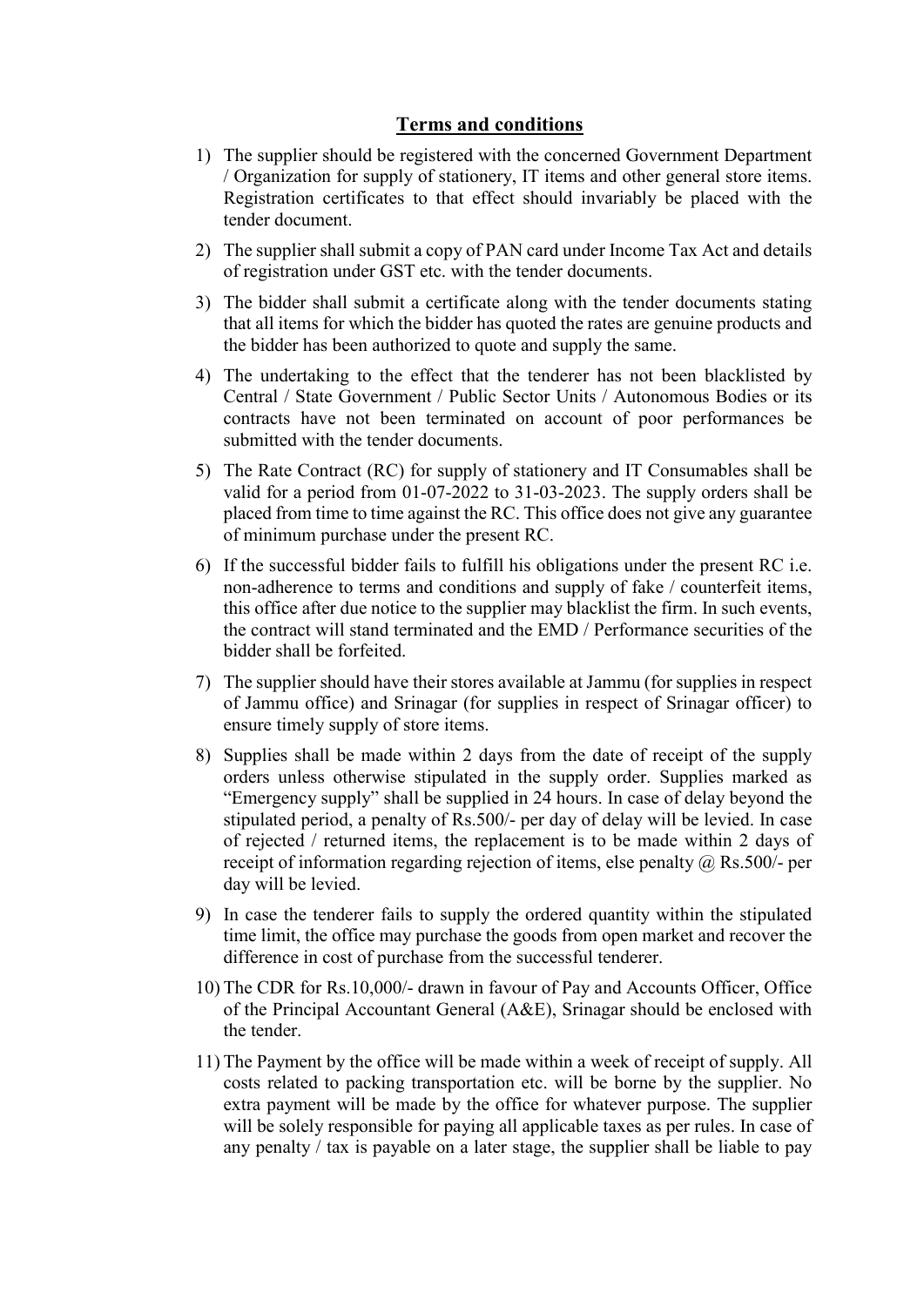## Terms and conditions

1) The supplier should be registered with the concerned Government Department / Organization for supply of stationery, IT items and other general store items. Registration certificates to that effect should invariably be placed with the tender document.

2) The supplier shall submit a copy of PAN card under Income Tax Act and details of registration under GST etc. with the tender documents.

3) The bidder shall submit a certificate along with the tender documents stating that all items for which the bidder has quoted the rates are genuine products and the bidder has been authorized to quote and supply the same.

4) The undertaking to the effect that the tenderer has not been blacklisted by Central / State Government / Public Sector Units / Autonomous Bodies or its contracts have not been terminated on account of poor performances be submitted with the tender documents.

5) The Rate Contract (RC) for supply of stationery and IT Consumables shall be valid for a period from 01-07-2022 to 31-03-2023. The supply orders shall be placed from time to time against the RC. This office does not give any guarantee of minimum purchase under the present RC.

6) If the successful bidder fails to fulfill his obligations under the present RC i.e. non-adherence to terms and conditions and supply of fake / counterfeit items, this office after due notice to the supplier may blacklist the firm. In such events, the contract will stand terminated and the EMD / Performance securities of the bidder shall be forfeited.

7) The supplier should have their stores available at Jammu (for supplies in respect of Jammu office) and Srinagar (for supplies in respect of Srinagar officer) to ensure timely supply of store items.

8) Supplies shall be made within 2 days from the date of receipt of the supply orders unless otherwise stipulated in the supply order. Supplies marked as "Emergency supply" shall be supplied in 24 hours. In case of delay beyond the stipulated period, a penalty of Rs.500/- per day of delay will be levied. In case of rejected / returned items, the replacement is to be made within 2 days of receipt of information regarding rejection of items, else penalty @ Rs.500/- per day will be levied.

9) In case the tenderer fails to supply the ordered quantity within the stipulated time limit, the office may purchase the goods from open market and recover the difference in cost of purchase from the successful tenderer.

10) The CDR for Rs.10,000/- drawn in favour of Pay and Accounts Officer, Office of the Principal Accountant General (A&E), Srinagar should be enclosed with the tender.

11) The Payment by the office will be made within a week of receipt of supply. All costs related to packing transportation etc. will be borne by the supplier. No extra payment will be made by the office for whatever purpose. The supplier will be solely responsible for paying all applicable taxes as per rules. In case of any penalty / tax is payable on a later stage, the supplier shall be liable to pay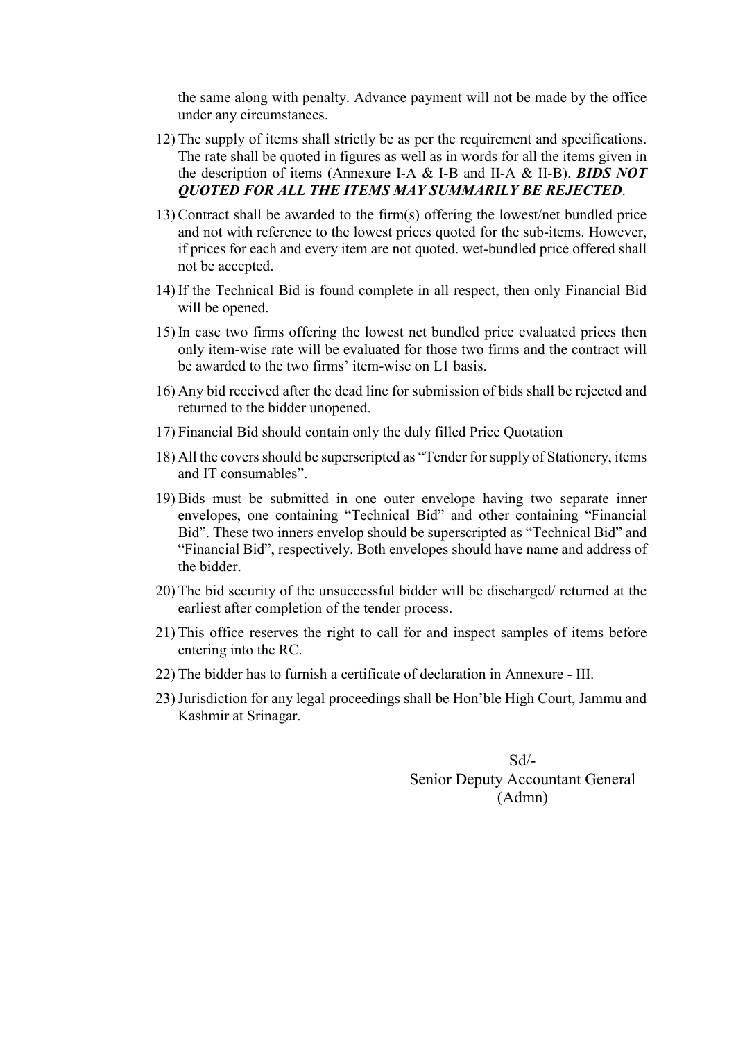the same along with penalty. Advance payment will not be made by the office under any circumstances.

12) The supply of items shall strictly be as per the requirement and specifications. The rate shall be quoted in figures as well as in words for all the items given in the description of items (Annexure I-A & I-B and II-A & II-B). ***BIDS NOT QUOTED FOR ALL THE ITEMS MAY SUMMARILY BE REJECTED***.

13) Contract shall be awarded to the firm(s) offering the lowest/net bundled price and not with reference to the lowest prices quoted for the sub-items. However, if prices for each and every item are not quoted. wet-bundled price offered shall not be accepted.

14) If the Technical Bid is found complete in all respect, then only Financial Bid will be opened.

15) In case two firms offering the lowest net bundled price evaluated prices then only item-wise rate will be evaluated for those two firms and the contract will be awarded to the two firms' item-wise on L1 basis.

16) Any bid received after the dead line for submission of bids shall be rejected and returned to the bidder unopened.

17) Financial Bid should contain only the duly filled Price Quotation

18) All the covers should be superscripted as "Tender for supply of Stationery, items and IT consumables".

19) Bids must be submitted in one outer envelope having two separate inner envelopes, one containing "Technical Bid" and other containing "Financial Bid". These two inners envelop should be superscripted as "Technical Bid" and "Financial Bid", respectively. Both envelopes should have name and address of the bidder.

20) The bid security of the unsuccessful bidder will be discharged/ returned at the earliest after completion of the tender process.

21) This office reserves the right to call for and inspect samples of items before entering into the RC.

22) The bidder has to furnish a certificate of declaration in Annexure - III.

23) Jurisdiction for any legal proceedings shall be Hon'ble High Court, Jammu and Kashmir at Srinagar.

Sd/-
Senior Deputy Accountant General
(Admn)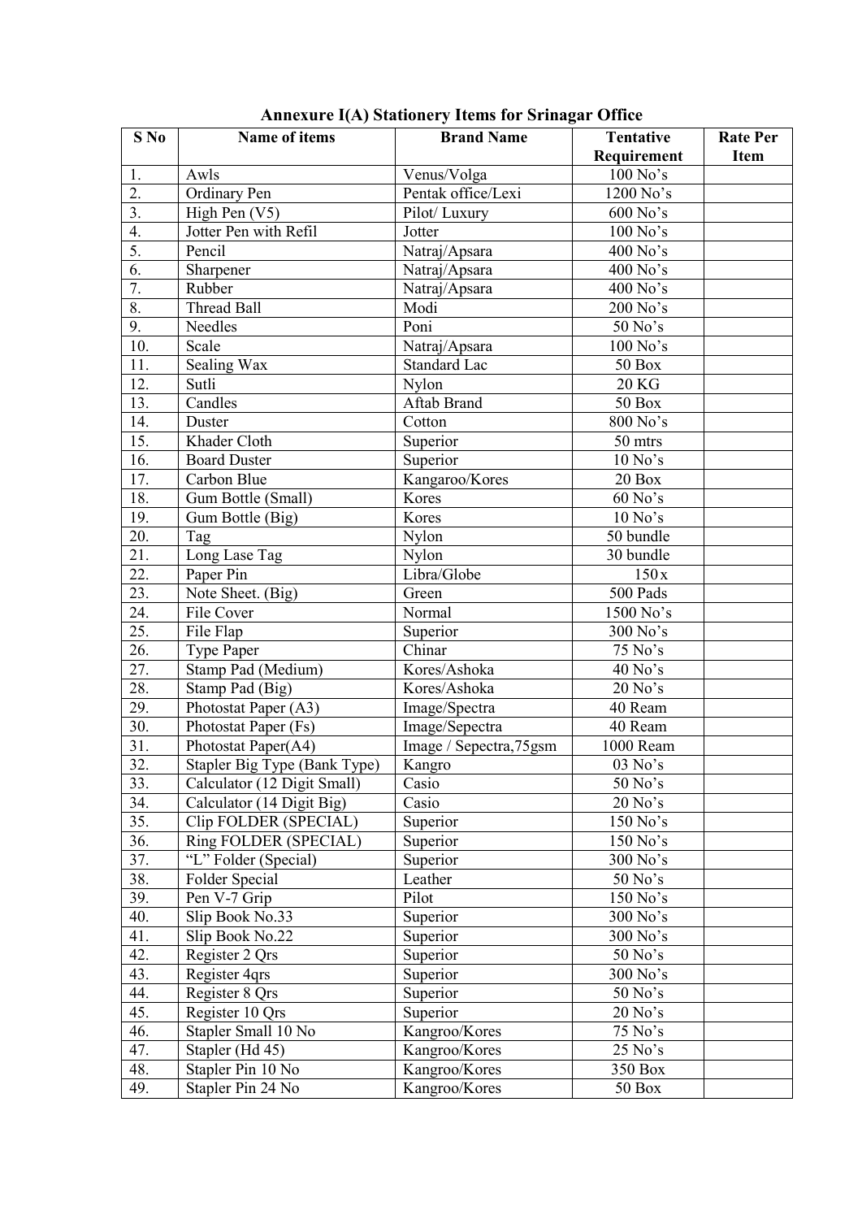# Annexure I(A) Stationery Items for Srinagar Office

| S No | Name of items | Brand Name | Tentative Requirement | Rate Per Item |
|---|---|---|---|---|
| 1. | Awls | Venus/Volga | 100 No's | |
| 2. | Ordinary Pen | Pentak office/Lexi | 1200 No's | |
| 3. | High Pen (V5) | Pilot/ Luxury | 600 No's | |
| 4. | Jotter Pen with Refil | Jotter | 100 No's | |
| 5. | Pencil | Natraj/Apsara | 400 No's | |
| 6. | Sharpener | Natraj/Apsara | 400 No's | |
| 7. | Rubber | Natraj/Apsara | 400 No's | |
| 8. | Thread Ball | Modi | 200 No's | |
| 9. | Needles | Poni | 50 No's | |
| 10. | Scale | Natraj/Apsara | 100 No's | |
| 11. | Sealing Wax | Standard Lac | 50 Box | |
| 12. | Sutli | Nylon | 20 KG | |
| 13. | Candles | Aftab Brand | 50 Box | |
| 14. | Duster | Cotton | 800 No's | |
| 15. | Khader Cloth | Superior | 50 mtrs | |
| 16. | Board Duster | Superior | 10 No's | |
| 17. | Carbon Blue | Kangaroo/Kores | 20 Box | |
| 18. | Gum Bottle (Small) | Kores | 60 No's | |
| 19. | Gum Bottle (Big) | Kores | 10 No's | |
| 20. | Tag | Nylon | 50 bundle | |
| 21. | Long Lase Tag | Nylon | 30 bundle | |
| 22. | Paper Pin | Libra/Globe | 150x | |
| 23. | Note Sheet. (Big) | Green | 500 Pads | |
| 24. | File Cover | Normal | 1500 No's | |
| 25. | File Flap | Superior | 300 No's | |
| 26. | Type Paper | Chinar | 75 No's | |
| 27. | Stamp Pad (Medium) | Kores/Ashoka | 40 No's | |
| 28. | Stamp Pad (Big) | Kores/Ashoka | 20 No's | |
| 29. | Photostat Paper (A3) | Image/Spectra | 40 Ream | |
| 30. | Photostat Paper (Fs) | Image/Sepectra | 40 Ream | |
| 31. | Photostat Paper(A4) | Image / Sepectra,75gsm | 1000 Ream | |
| 32. | Stapler Big Type (Bank Type) | Kangro | 03 No's | |
| 33. | Calculator (12 Digit Small) | Casio | 50 No's | |
| 34. | Calculator (14 Digit Big) | Casio | 20 No's | |
| 35. | Clip FOLDER (SPECIAL) | Superior | 150 No's | |
| 36. | Ring FOLDER (SPECIAL) | Superior | 150 No's | |
| 37. | "L" Folder (Special) | Superior | 300 No's | |
| 38. | Folder Special | Leather | 50 No's | |
| 39. | Pen V-7 Grip | Pilot | 150 No's | |
| 40. | Slip Book No.33 | Superior | 300 No's | |
| 41. | Slip Book No.22 | Superior | 300 No's | |
| 42. | Register 2 Qrs | Superior | 50 No's | |
| 43. | Register 4qrs | Superior | 300 No's | |
| 44. | Register 8 Qrs | Superior | 50 No's | |
| 45. | Register 10 Qrs | Superior | 20 No's | |
| 46. | Stapler Small 10 No | Kangroo/Kores | 75 No's | |
| 47. | Stapler (Hd 45) | Kangroo/Kores | 25 No's | |
| 48. | Stapler Pin 10 No | Kangroo/Kores | 350 Box | |
| 49. | Stapler Pin 24 No | Kangroo/Kores | 50 Box | |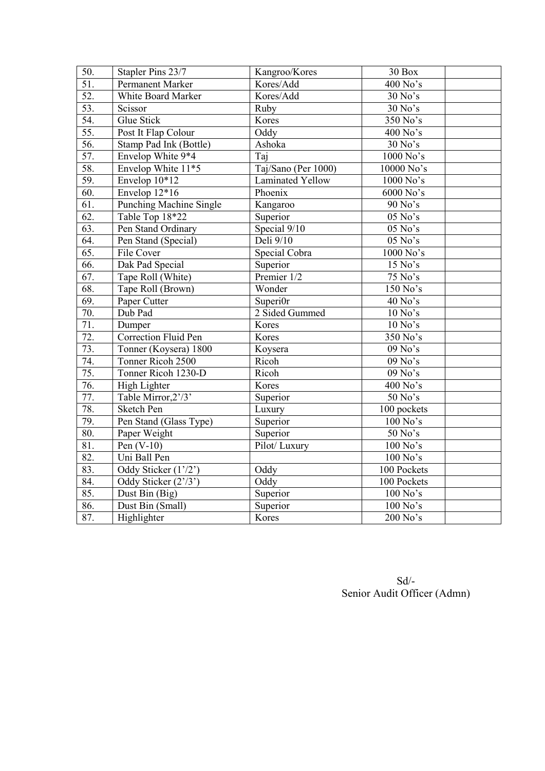| 50. | Stapler Pins 23/7 | Kangroo/Kores | 30 Box | |
|---|---|---|---|---|
| 51. | Permanent Marker | Kores/Add | 400 No's | |
| 52. | White Board Marker | Kores/Add | 30 No's | |
| 53. | Scissor | Ruby | 30 No's | |
| 54. | Glue Stick | Kores | 350 No's | |
| 55. | Post It Flap Colour | Oddy | 400 No's | |
| 56. | Stamp Pad Ink (Bottle) | Ashoka | 30 No's | |
| 57. | Envelop White 9*4 | Taj | 1000 No's | |
| 58. | Envelop White 11*5 | Taj/Sano (Per 1000) | 10000 No's | |
| 59. | Envelop 10*12 | Laminated Yellow | 1000 No's | |
| 60. | Envelop 12*16 | Phoenix | 6000 No's | |
| 61. | Punching Machine Single | Kangaroo | 90 No's | |
| 62. | Table Top 18*22 | Superior | 05 No's | |
| 63. | Pen Stand Ordinary | Special 9/10 | 05 No's | |
| 64. | Pen Stand (Special) | Deli 9/10 | 05 No's | |
| 65. | File Cover | Special Cobra | 1000 No's | |
| 66. | Dak Pad Special | Superior | 15 No's | |
| 67. | Tape Roll (White) | Premier 1/2 | 75 No's | |
| 68. | Tape Roll (Brown) | Wonder | 150 No's | |
| 69. | Paper Cutter | Superi0r | 40 No's | |
| 70. | Dub Pad | 2 Sided Gummed | 10 No's | |
| 71. | Dumper | Kores | 10 No's | |
| 72. | Correction Fluid Pen | Kores | 350 No's | |
| 73. | Tonner (Koysera) 1800 | Koysera | 09 No's | |
| 74. | Tonner Ricoh 2500 | Ricoh | 09 No's | |
| 75. | Tonner Ricoh 1230-D | Ricoh | 09 No's | |
| 76. | High Lighter | Kores | 400 No's | |
| 77. | Table Mirror,2'/3' | Superior | 50 No's | |
| 78. | Sketch Pen | Luxury | 100 pockets | |
| 79. | Pen Stand (Glass Type) | Superior | 100 No's | |
| 80. | Paper Weight | Superior | 50 No's | |
| 81. | Pen (V-10) | Pilot/ Luxury | 100 No's | |
| 82. | Uni Ball Pen | | 100 No's | |
| 83. | Oddy Sticker (1'/2') | Oddy | 100 Pockets | |
| 84. | Oddy Sticker (2'/3') | Oddy | 100 Pockets | |
| 85. | Dust Bin (Big) | Superior | 100 No's | |
| 86. | Dust Bin (Small) | Superior | 100 No's | |
| 87. | Highlighter | Kores | 200 No's | |

Sd/-
Senior Audit Officer (Admn)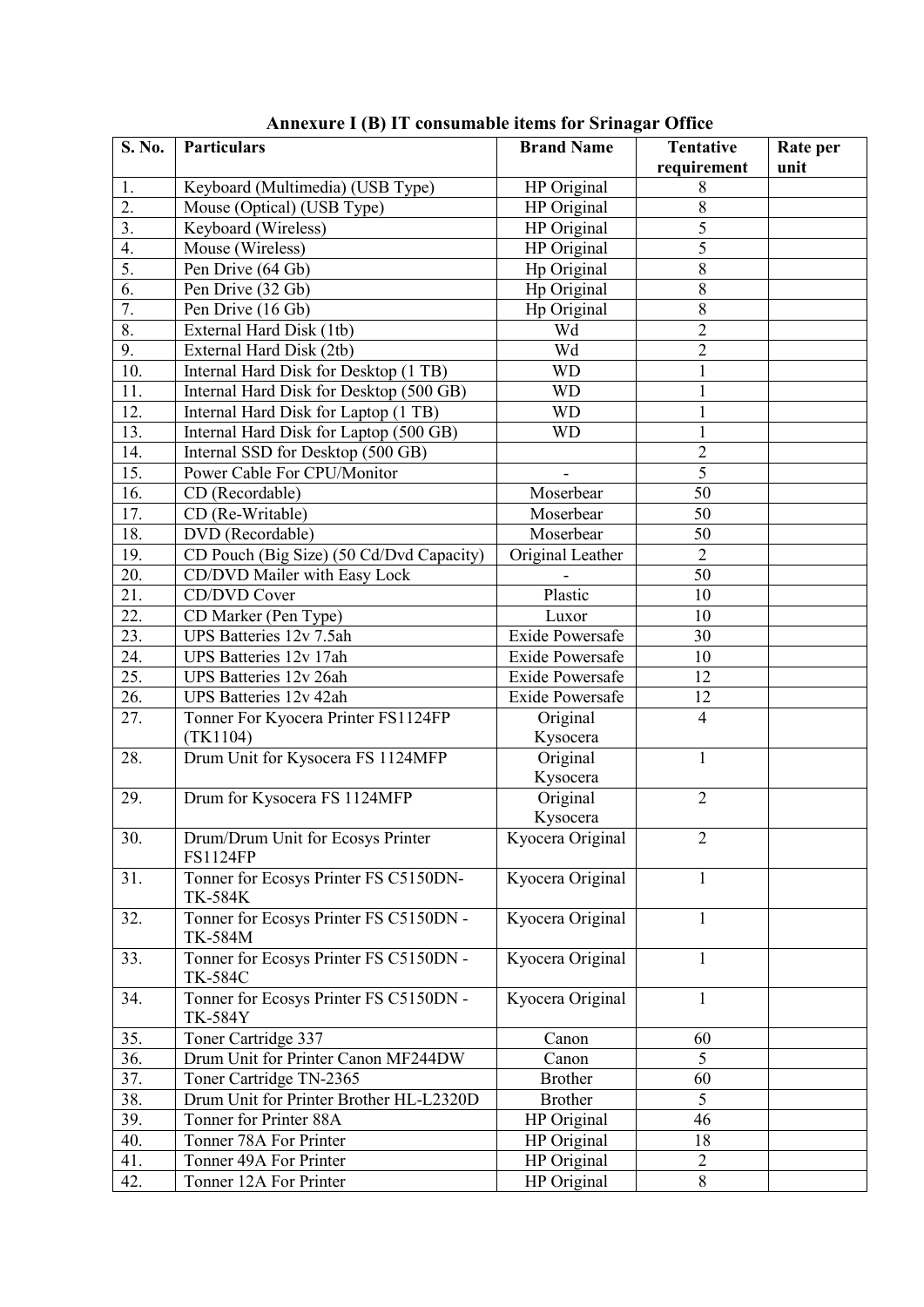**Annexure I (B) IT consumable items for Srinagar Office**

| S. No. | Particulars | Brand Name | Tentative requirement | Rate per unit |
|---|---|---|---|---|
| 1. | Keyboard (Multimedia) (USB Type) | HP Original | 8 | |
| 2. | Mouse (Optical) (USB Type) | HP Original | 8 | |
| 3. | Keyboard (Wireless) | HP Original | 5 | |
| 4. | Mouse (Wireless) | HP Original | 5 | |
| 5. | Pen Drive (64 Gb) | Hp Original | 8 | |
| 6. | Pen Drive (32 Gb) | Hp Original | 8 | |
| 7. | Pen Drive (16 Gb) | Hp Original | 8 | |
| 8. | External Hard Disk (1tb) | Wd | 2 | |
| 9. | External Hard Disk (2tb) | Wd | 2 | |
| 10. | Internal Hard Disk for Desktop (1 TB) | WD | 1 | |
| 11. | Internal Hard Disk for Desktop (500 GB) | WD | 1 | |
| 12. | Internal Hard Disk for Laptop (1 TB) | WD | 1 | |
| 13. | Internal Hard Disk for Laptop (500 GB) | WD | 1 | |
| 14. | Internal SSD for Desktop (500 GB) | | 2 | |
| 15. | Power Cable For CPU/Monitor | - | 5 | |
| 16. | CD (Recordable) | Moserbear | 50 | |
| 17. | CD (Re-Writable) | Moserbear | 50 | |
| 18. | DVD (Recordable) | Moserbear | 50 | |
| 19. | CD Pouch (Big Size) (50 Cd/Dvd Capacity) | Original Leather | 2 | |
| 20. | CD/DVD Mailer with Easy Lock | - | 50 | |
| 21. | CD/DVD Cover | Plastic | 10 | |
| 22. | CD Marker (Pen Type) | Luxor | 10 | |
| 23. | UPS Batteries 12v 7.5ah | Exide Powersafe | 30 | |
| 24. | UPS Batteries 12v 17ah | Exide Powersafe | 10 | |
| 25. | UPS Batteries 12v 26ah | Exide Powersafe | 12 | |
| 26. | UPS Batteries 12v 42ah | Exide Powersafe | 12 | |
| 27. | Tonner For Kyocera Printer FS1124FP (TK1104) | Original Kysocera | 4 | |
| 28. | Drum Unit for Kysocera FS 1124MFP | Original Kysocera | 1 | |
| 29. | Drum for Kysocera FS 1124MFP | Original Kysocera | 2 | |
| 30. | Drum/Drum Unit for Ecosys Printer FS1124FP | Kyocera Original | 2 | |
| 31. | Tonner for Ecosys Printer FS C5150DN-TK-584K | Kyocera Original | 1 | |
| 32. | Tonner for Ecosys Printer FS C5150DN - TK-584M | Kyocera Original | 1 | |
| 33. | Tonner for Ecosys Printer FS C5150DN - TK-584C | Kyocera Original | 1 | |
| 34. | Tonner for Ecosys Printer FS C5150DN - TK-584Y | Kyocera Original | 1 | |
| 35. | Toner Cartridge 337 | Canon | 60 | |
| 36. | Drum Unit for Printer Canon MF244DW | Canon | 5 | |
| 37. | Toner Cartridge TN-2365 | Brother | 60 | |
| 38. | Drum Unit for Printer Brother HL-L2320D | Brother | 5 | |
| 39. | Tonner for Printer 88A | HP Original | 46 | |
| 40. | Tonner 78A For Printer | HP Original | 18 | |
| 41. | Tonner 49A For Printer | HP Original | 2 | |
| 42. | Tonner 12A For Printer | HP Original | 8 | |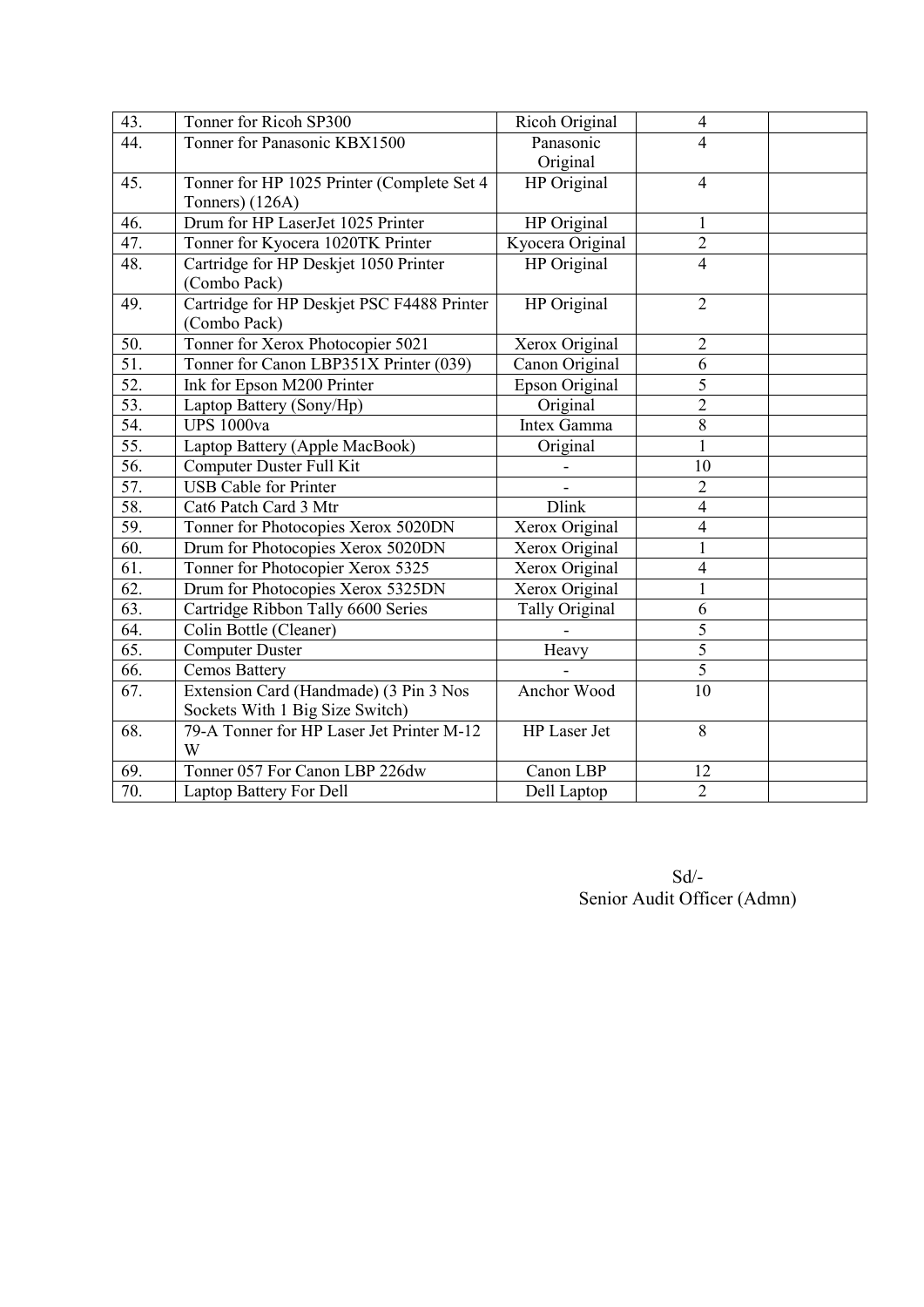| 43. | Tonner for Ricoh SP300 | Ricoh Original | 4 | |
|---|---|---|---|---|
| 44. | Tonner for Panasonic KBX1500 | Panasonic Original | 4 | |
| 45. | Tonner for HP 1025 Printer (Complete Set 4 Tonners) (126A) | HP Original | 4 | |
| 46. | Drum for HP LaserJet 1025 Printer | HP Original | 1 | |
| 47. | Tonner for Kyocera 1020TK Printer | Kyocera Original | 2 | |
| 48. | Cartridge for HP Deskjet 1050 Printer (Combo Pack) | HP Original | 4 | |
| 49. | Cartridge for HP Deskjet PSC F4488 Printer (Combo Pack) | HP Original | 2 | |
| 50. | Tonner for Xerox Photocopier 5021 | Xerox Original | 2 | |
| 51. | Tonner for Canon LBP351X Printer (039) | Canon Original | 6 | |
| 52. | Ink for Epson M200 Printer | Epson Original | 5 | |
| 53. | Laptop Battery (Sony/Hp) | Original | 2 | |
| 54. | UPS 1000va | Intex Gamma | 8 | |
| 55. | Laptop Battery (Apple MacBook) | Original | 1 | |
| 56. | Computer Duster Full Kit | - | 10 | |
| 57. | USB Cable for Printer | - | 2 | |
| 58. | Cat6 Patch Card 3 Mtr | Dlink | 4 | |
| 59. | Tonner for Photocopies Xerox 5020DN | Xerox Original | 4 | |
| 60. | Drum for Photocopies Xerox 5020DN | Xerox Original | 1 | |
| 61. | Tonner for Photocopier Xerox 5325 | Xerox Original | 4 | |
| 62. | Drum for Photocopies Xerox 5325DN | Xerox Original | 1 | |
| 63. | Cartridge Ribbon Tally 6600 Series | Tally Original | 6 | |
| 64. | Colin Bottle (Cleaner) | - | 5 | |
| 65. | Computer Duster | Heavy | 5 | |
| 66. | Cemos Battery | - | 5 | |
| 67. | Extension Card (Handmade) (3 Pin 3 Nos Sockets With 1 Big Size Switch) | Anchor Wood | 10 | |
| 68. | 79-A Tonner for HP Laser Jet Printer M-12 W | HP Laser Jet | 8 | |
| 69. | Tonner 057 For Canon LBP 226dw | Canon LBP | 12 | |
| 70. | Laptop Battery For Dell | Dell Laptop | 2 | |

Sd/-
Senior Audit Officer (Admn)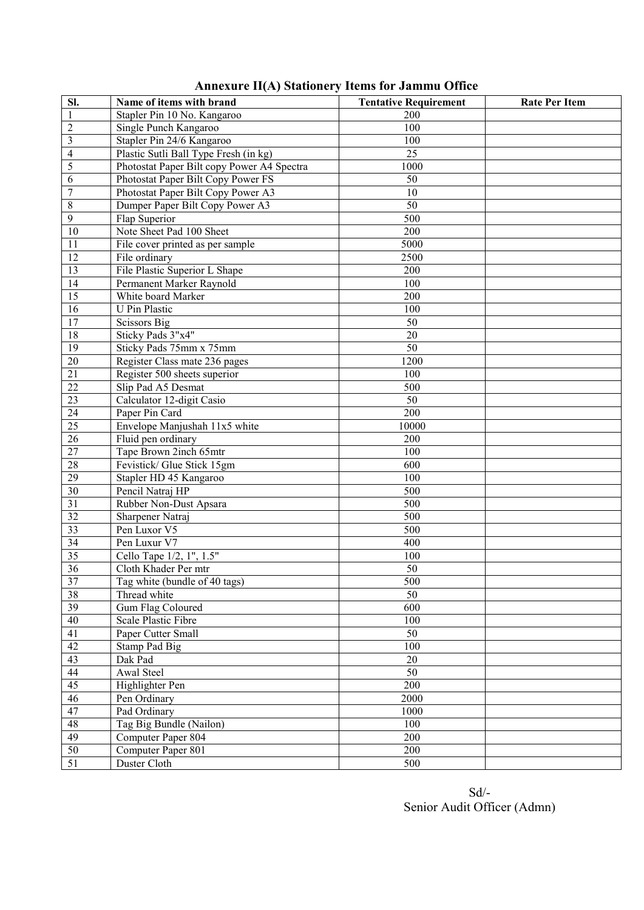## Annexure II(A) Stationery Items for Jammu Office

| Sl. | Name of items with brand | Tentative Requirement | Rate Per Item |
|---|---|---|---|
| 1 | Stapler Pin 10 No. Kangaroo | 200 | |
| 2 | Single Punch Kangaroo | 100 | |
| 3 | Stapler Pin 24/6 Kangaroo | 100 | |
| 4 | Plastic Sutli Ball Type Fresh (in kg) | 25 | |
| 5 | Photostat Paper Bilt copy Power A4 Spectra | 1000 | |
| 6 | Photostat Paper Bilt Copy Power FS | 50 | |
| 7 | Photostat Paper Bilt Copy Power A3 | 10 | |
| 8 | Dumper Paper Bilt Copy Power A3 | 50 | |
| 9 | Flap Superior | 500 | |
| 10 | Note Sheet Pad 100 Sheet | 200 | |
| 11 | File cover printed as per sample | 5000 | |
| 12 | File ordinary | 2500 | |
| 13 | File Plastic Superior L Shape | 200 | |
| 14 | Permanent Marker Raynold | 100 | |
| 15 | White board Marker | 200 | |
| 16 | U Pin Plastic | 100 | |
| 17 | Scissors Big | 50 | |
| 18 | Sticky Pads 3"x4" | 20 | |
| 19 | Sticky Pads 75mm x 75mm | 50 | |
| 20 | Register Class mate 236 pages | 1200 | |
| 21 | Register 500 sheets superior | 100 | |
| 22 | Slip Pad A5 Desmat | 500 | |
| 23 | Calculator 12-digit Casio | 50 | |
| 24 | Paper Pin Card | 200 | |
| 25 | Envelope Manjushah 11x5 white | 10000 | |
| 26 | Fluid pen ordinary | 200 | |
| 27 | Tape Brown 2inch 65mtr | 100 | |
| 28 | Fevistick/ Glue Stick 15gm | 600 | |
| 29 | Stapler HD 45 Kangaroo | 100 | |
| 30 | Pencil Natraj HP | 500 | |
| 31 | Rubber Non-Dust Apsara | 500 | |
| 32 | Sharpener Natraj | 500 | |
| 33 | Pen Luxor V5 | 500 | |
| 34 | Pen Luxur V7 | 400 | |
| 35 | Cello Tape 1/2, 1", 1.5" | 100 | |
| 36 | Cloth Khader Per mtr | 50 | |
| 37 | Tag white (bundle of 40 tags) | 500 | |
| 38 | Thread white | 50 | |
| 39 | Gum Flag Coloured | 600 | |
| 40 | Scale Plastic Fibre | 100 | |
| 41 | Paper Cutter Small | 50 | |
| 42 | Stamp Pad Big | 100 | |
| 43 | Dak Pad | 20 | |
| 44 | Awal Steel | 50 | |
| 45 | Highlighter Pen | 200 | |
| 46 | Pen Ordinary | 2000 | |
| 47 | Pad Ordinary | 1000 | |
| 48 | Tag Big Bundle (Nailon) | 100 | |
| 49 | Computer Paper 804 | 200 | |
| 50 | Computer Paper 801 | 200 | |
| 51 | Duster Cloth | 500 | |

Sd/-
Senior Audit Officer (Admn)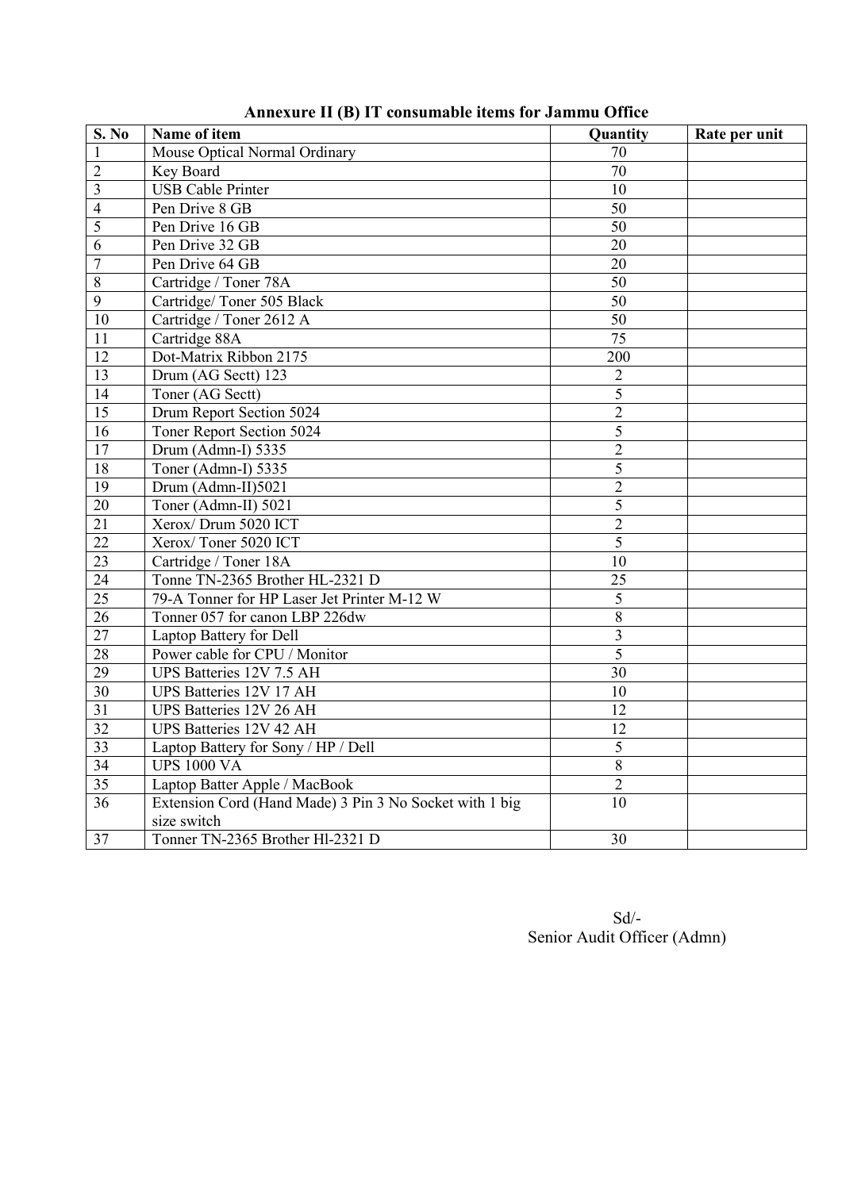**Annexure II (B) IT consumable items for Jammu Office**

| S. No | Name of item | Quantity | Rate per unit |
|---|---|---|---|
| 1 | Mouse Optical Normal Ordinary | 70 | |
| 2 | Key Board | 70 | |
| 3 | USB Cable Printer | 10 | |
| 4 | Pen Drive 8 GB | 50 | |
| 5 | Pen Drive 16 GB | 50 | |
| 6 | Pen Drive 32 GB | 20 | |
| 7 | Pen Drive 64 GB | 20 | |
| 8 | Cartridge / Toner 78A | 50 | |
| 9 | Cartridge/ Toner 505 Black | 50 | |
| 10 | Cartridge / Toner 2612 A | 50 | |
| 11 | Cartridge 88A | 75 | |
| 12 | Dot-Matrix Ribbon 2175 | 200 | |
| 13 | Drum (AG Sectt) 123 | 2 | |
| 14 | Toner (AG Sectt) | 5 | |
| 15 | Drum Report Section 5024 | 2 | |
| 16 | Toner Report Section 5024 | 5 | |
| 17 | Drum (Admn-I) 5335 | 2 | |
| 18 | Toner (Admn-I) 5335 | 5 | |
| 19 | Drum (Admn-II)5021 | 2 | |
| 20 | Toner (Admn-II) 5021 | 5 | |
| 21 | Xerox/ Drum 5020 ICT | 2 | |
| 22 | Xerox/ Toner 5020 ICT | 5 | |
| 23 | Cartridge / Toner 18A | 10 | |
| 24 | Tonne TN-2365 Brother HL-2321 D | 25 | |
| 25 | 79-A Tonner for HP Laser Jet Printer M-12 W | 5 | |
| 26 | Tonner 057 for canon LBP 226dw | 8 | |
| 27 | Laptop Battery for Dell | 3 | |
| 28 | Power cable for CPU / Monitor | 5 | |
| 29 | UPS Batteries 12V 7.5 AH | 30 | |
| 30 | UPS Batteries 12V 17 AH | 10 | |
| 31 | UPS Batteries 12V 26 AH | 12 | |
| 32 | UPS Batteries 12V 42 AH | 12 | |
| 33 | Laptop Battery for Sony / HP / Dell | 5 | |
| 34 | UPS 1000 VA | 8 | |
| 35 | Laptop Batter Apple / MacBook | 2 | |
| 36 | Extension Cord (Hand Made) 3 Pin 3 No Socket with 1 big size switch | 10 | |
| 37 | Tonner TN-2365 Brother Hl-2321 D | 30 | |

Sd/-
Senior Audit Officer (Admn)